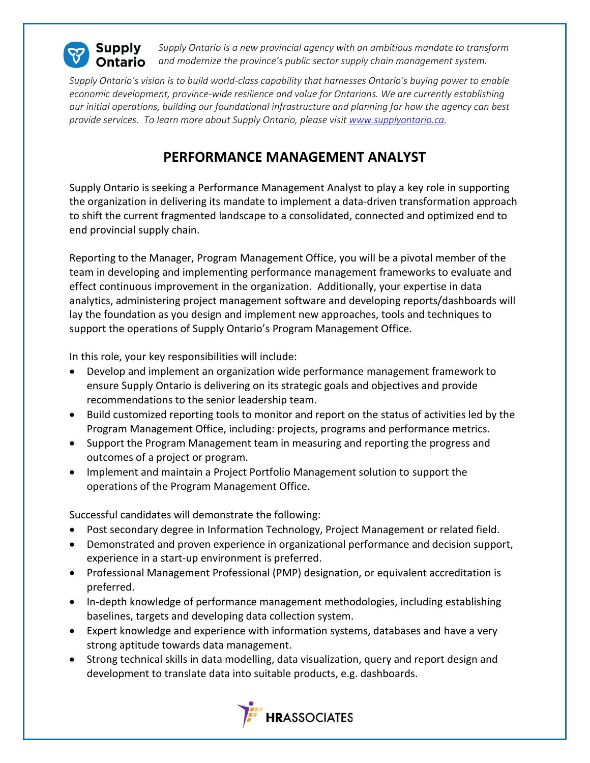**Supply Ontario**

*Supply Ontario is a new provincial agency with an ambitious mandate to transform and modernize the province's public sector supply chain management system.*

*Supply Ontario's vision is to build world-class capability that harnesses Ontario's buying power to enable economic development, province-wide resilience and value for Ontarians. We are currently establishing our initial operations, building our foundational infrastructure and planning for how the agency can best provide services. To learn more about Supply Ontario, please visit [www.supplyontario.ca](http://www.supplyontario.ca).*

# PERFORMANCE MANAGEMENT ANALYST

Supply Ontario is seeking a Performance Management Analyst to play a key role in supporting the organization in delivering its mandate to implement a data-driven transformation approach to shift the current fragmented landscape to a consolidated, connected and optimized end to end provincial supply chain.

Reporting to the Manager, Program Management Office, you will be a pivotal member of the team in developing and implementing performance management frameworks to evaluate and effect continuous improvement in the organization. Additionally, your expertise in data analytics, administering project management software and developing reports/dashboards will lay the foundation as you design and implement new approaches, tools and techniques to support the operations of Supply Ontario's Program Management Office.

In this role, your key responsibilities will include:

- Develop and implement an organization wide performance management framework to ensure Supply Ontario is delivering on its strategic goals and objectives and provide recommendations to the senior leadership team.
- Build customized reporting tools to monitor and report on the status of activities led by the Program Management Office, including: projects, programs and performance metrics.
- Support the Program Management team in measuring and reporting the progress and outcomes of a project or program.
- Implement and maintain a Project Portfolio Management solution to support the operations of the Program Management Office.

Successful candidates will demonstrate the following:

- Post secondary degree in Information Technology, Project Management or related field.
- Demonstrated and proven experience in organizational performance and decision support, experience in a start-up environment is preferred.
- Professional Management Professional (PMP) designation, or equivalent accreditation is preferred.
- In-depth knowledge of performance management methodologies, including establishing baselines, targets and developing data collection system.
- Expert knowledge and experience with information systems, databases and have a very strong aptitude towards data management.
- Strong technical skills in data modelling, data visualization, query and report design and development to translate data into suitable products, e.g. dashboards.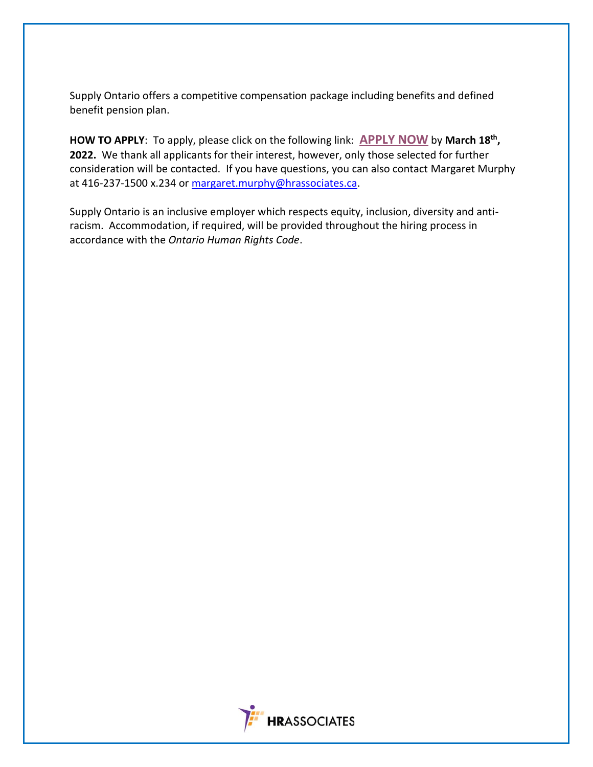Supply Ontario offers a competitive compensation package including benefits and defined benefit pension plan.

**HOW TO APPLY**: To apply, please click on the following link: **APPLY NOW** by **March 18th, 2022.** We thank all applicants for their interest, however, only those selected for further consideration will be contacted. If you have questions, you can also contact Margaret Murphy at 416-237-1500 x.234 or margaret.murphy@hrassociates.ca.

Supply Ontario is an inclusive employer which respects equity, inclusion, diversity and anti-racism. Accommodation, if required, will be provided throughout the hiring process in accordance with the *Ontario Human Rights Code*.

**HR**ASSOCIATES